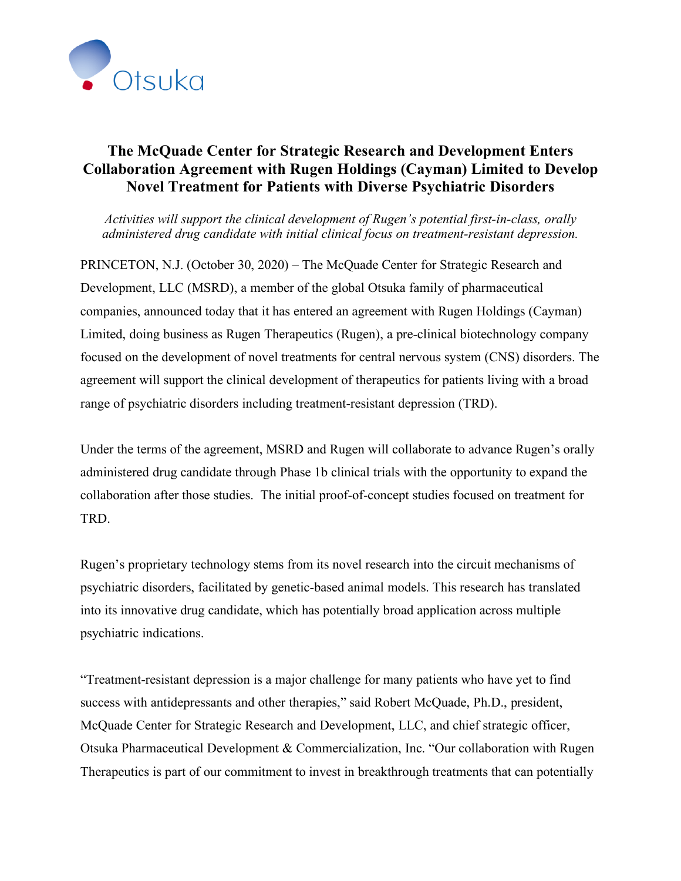# The McQuade Center for Strategic Research and Development Enters Collaboration Agreement with Rugen Holdings (Cayman) Limited to Develop Novel Treatment for Patients with Diverse Psychiatric Disorders

*Activities will support the clinical development of Rugen's potential first-in-class, orally administered drug candidate with initial clinical focus on treatment-resistant depression.*

PRINCETON, N.J. (October 30, 2020) – The McQuade Center for Strategic Research and Development, LLC (MSRD), a member of the global Otsuka family of pharmaceutical companies, announced today that it has entered an agreement with Rugen Holdings (Cayman) Limited, doing business as Rugen Therapeutics (Rugen), a pre-clinical biotechnology company focused on the development of novel treatments for central nervous system (CNS) disorders. The agreement will support the clinical development of therapeutics for patients living with a broad range of psychiatric disorders including treatment-resistant depression (TRD).

Under the terms of the agreement, MSRD and Rugen will collaborate to advance Rugen's orally administered drug candidate through Phase 1b clinical trials with the opportunity to expand the collaboration after those studies. The initial proof-of-concept studies focused on treatment for TRD.

Rugen's proprietary technology stems from its novel research into the circuit mechanisms of psychiatric disorders, facilitated by genetic-based animal models. This research has translated into its innovative drug candidate, which has potentially broad application across multiple psychiatric indications.

"Treatment-resistant depression is a major challenge for many patients who have yet to find success with antidepressants and other therapies," said Robert McQuade, Ph.D., president, McQuade Center for Strategic Research and Development, LLC, and chief strategic officer, Otsuka Pharmaceutical Development & Commercialization, Inc. "Our collaboration with Rugen Therapeutics is part of our commitment to invest in breakthrough treatments that can potentially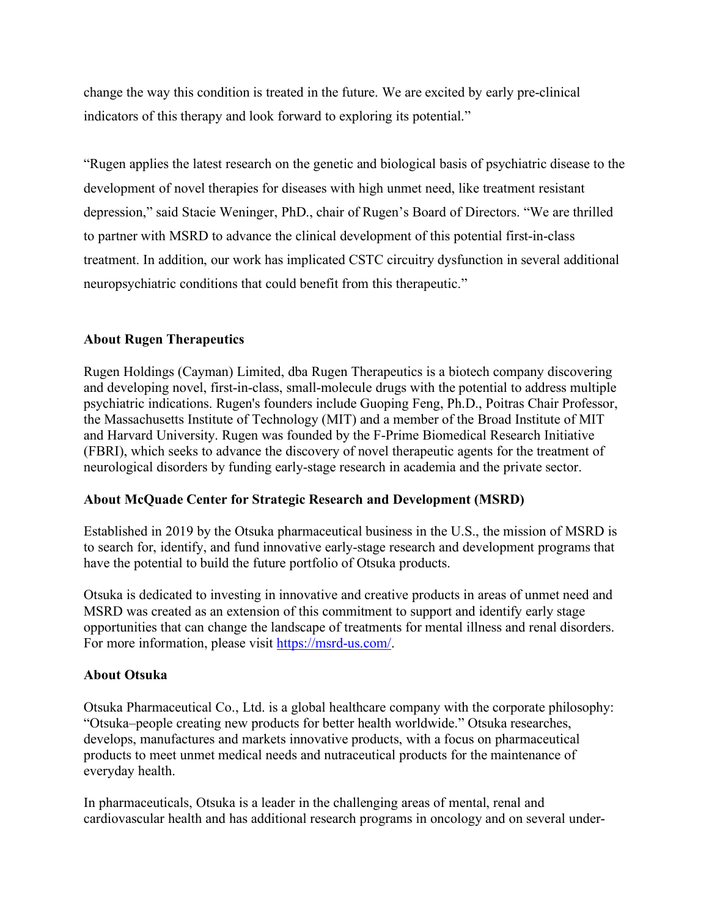change the way this condition is treated in the future. We are excited by early pre-clinical indicators of this therapy and look forward to exploring its potential."

"Rugen applies the latest research on the genetic and biological basis of psychiatric disease to the development of novel therapies for diseases with high unmet need, like treatment resistant depression," said Stacie Weninger, PhD., chair of Rugen's Board of Directors. "We are thrilled to partner with MSRD to advance the clinical development of this potential first-in-class treatment. In addition, our work has implicated CSTC circuitry dysfunction in several additional neuropsychiatric conditions that could benefit from this therapeutic."

**About Rugen Therapeutics**

Rugen Holdings (Cayman) Limited, dba Rugen Therapeutics is a biotech company discovering and developing novel, first-in-class, small-molecule drugs with the potential to address multiple psychiatric indications. Rugen's founders include Guoping Feng, Ph.D., Poitras Chair Professor, the Massachusetts Institute of Technology (MIT) and a member of the Broad Institute of MIT and Harvard University. Rugen was founded by the F-Prime Biomedical Research Initiative (FBRI), which seeks to advance the discovery of novel therapeutic agents for the treatment of neurological disorders by funding early-stage research in academia and the private sector.

**About McQuade Center for Strategic Research and Development (MSRD)**

Established in 2019 by the Otsuka pharmaceutical business in the U.S., the mission of MSRD is to search for, identify, and fund innovative early-stage research and development programs that have the potential to build the future portfolio of Otsuka products.

Otsuka is dedicated to investing in innovative and creative products in areas of unmet need and MSRD was created as an extension of this commitment to support and identify early stage opportunities that can change the landscape of treatments for mental illness and renal disorders. For more information, please visit [https://msrd-us.com/](https://msrd-us.com/).

**About Otsuka**

Otsuka Pharmaceutical Co., Ltd. is a global healthcare company with the corporate philosophy: "Otsuka–people creating new products for better health worldwide." Otsuka researches, develops, manufactures and markets innovative products, with a focus on pharmaceutical products to meet unmet medical needs and nutraceutical products for the maintenance of everyday health.

In pharmaceuticals, Otsuka is a leader in the challenging areas of mental, renal and cardiovascular health and has additional research programs in oncology and on several under-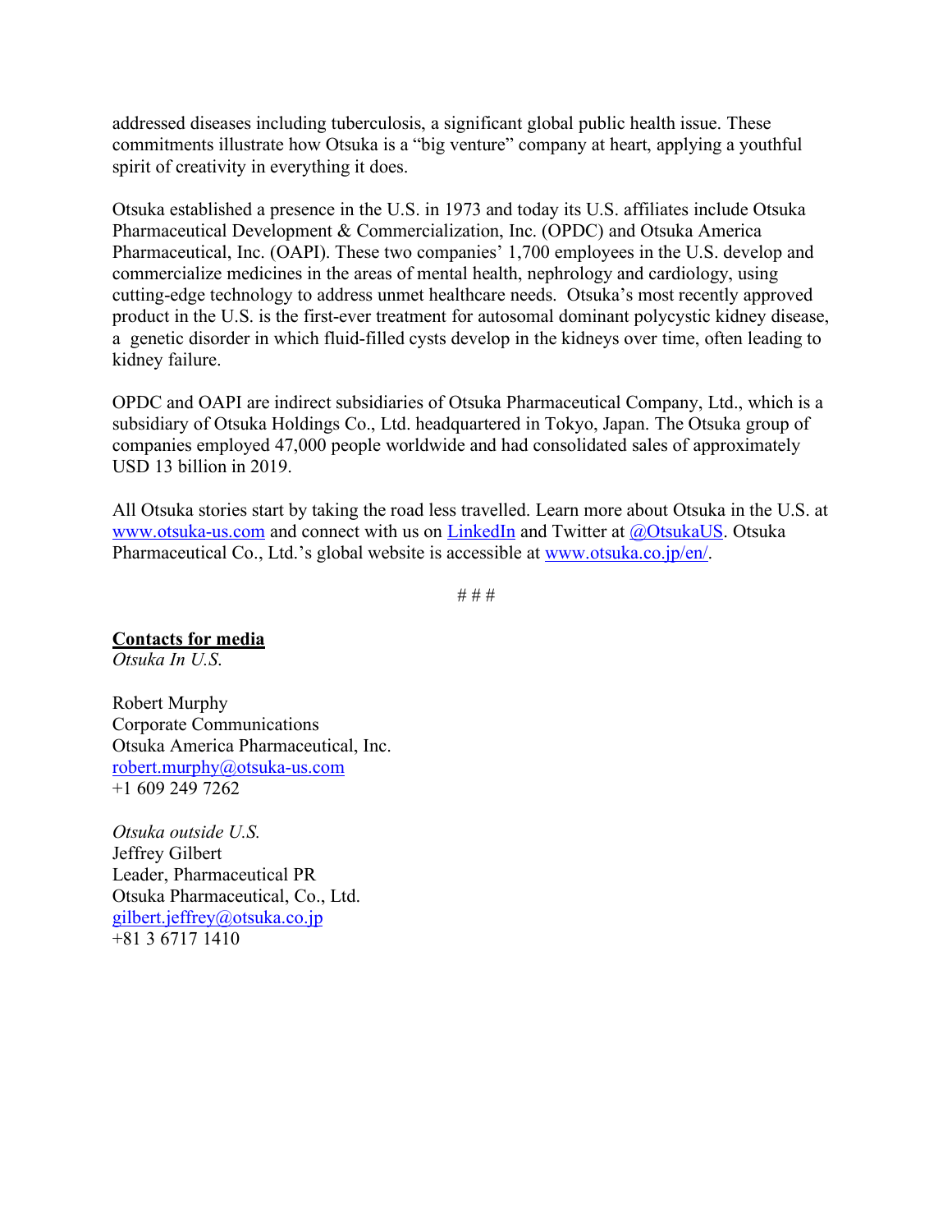addressed diseases including tuberculosis, a significant global public health issue. These commitments illustrate how Otsuka is a "big venture" company at heart, applying a youthful spirit of creativity in everything it does.

Otsuka established a presence in the U.S. in 1973 and today its U.S. affiliates include Otsuka Pharmaceutical Development & Commercialization, Inc. (OPDC) and Otsuka America Pharmaceutical, Inc. (OAPI). These two companies' 1,700 employees in the U.S. develop and commercialize medicines in the areas of mental health, nephrology and cardiology, using cutting-edge technology to address unmet healthcare needs. Otsuka's most recently approved product in the U.S. is the first-ever treatment for autosomal dominant polycystic kidney disease, a genetic disorder in which fluid-filled cysts develop in the kidneys over time, often leading to kidney failure.

OPDC and OAPI are indirect subsidiaries of Otsuka Pharmaceutical Company, Ltd., which is a subsidiary of Otsuka Holdings Co., Ltd. headquartered in Tokyo, Japan. The Otsuka group of companies employed 47,000 people worldwide and had consolidated sales of approximately USD 13 billion in 2019.

All Otsuka stories start by taking the road less travelled. Learn more about Otsuka in the U.S. at www.otsuka-us.com and connect with us on LinkedIn and Twitter at @OtsukaUS. Otsuka Pharmaceutical Co., Ltd.'s global website is accessible at www.otsuka.co.jp/en/.

# # #

**Contacts for media**

*Otsuka In U.S.*

Robert Murphy
Corporate Communications
Otsuka America Pharmaceutical, Inc.
robert.murphy@otsuka-us.com
+1 609 249 7262

*Otsuka outside U.S.*
Jeffrey Gilbert
Leader, Pharmaceutical PR
Otsuka Pharmaceutical, Co., Ltd.
gilbert.jeffrey@otsuka.co.jp
+81 3 6717 1410